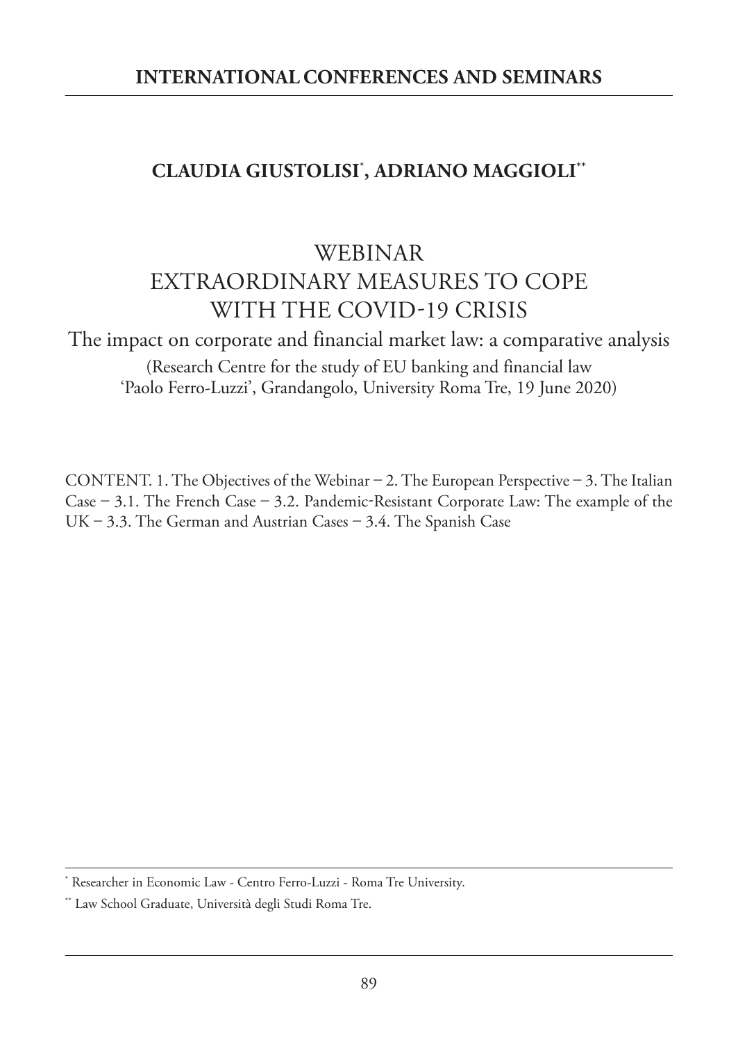## INTERNATIONAL CONFERENCES AND SEMINARS

**CLAUDIA GIUSTOLISI[*], ADRIANO MAGGIOLI[**]**

# WEBINAR
# EXTRAORDINARY MEASURES TO COPE WITH THE COVID-19 CRISIS

The impact on corporate and financial market law: a comparative analysis

(Research Centre for the study of EU banking and financial law 'Paolo Ferro-Luzzi', Grandangolo, University Roma Tre, 19 June 2020)

CONTENT. 1. The Objectives of the Webinar – 2. The European Perspective – 3. The Italian Case – 3.1. The French Case – 3.2. Pandemic-Resistant Corporate Law: The example of the UK – 3.3. The German and Austrian Cases – 3.4. The Spanish Case

---

[*] Researcher in Economic Law - Centro Ferro-Luzzi - Roma Tre University.

[**] Law School Graduate, Università degli Studi Roma Tre.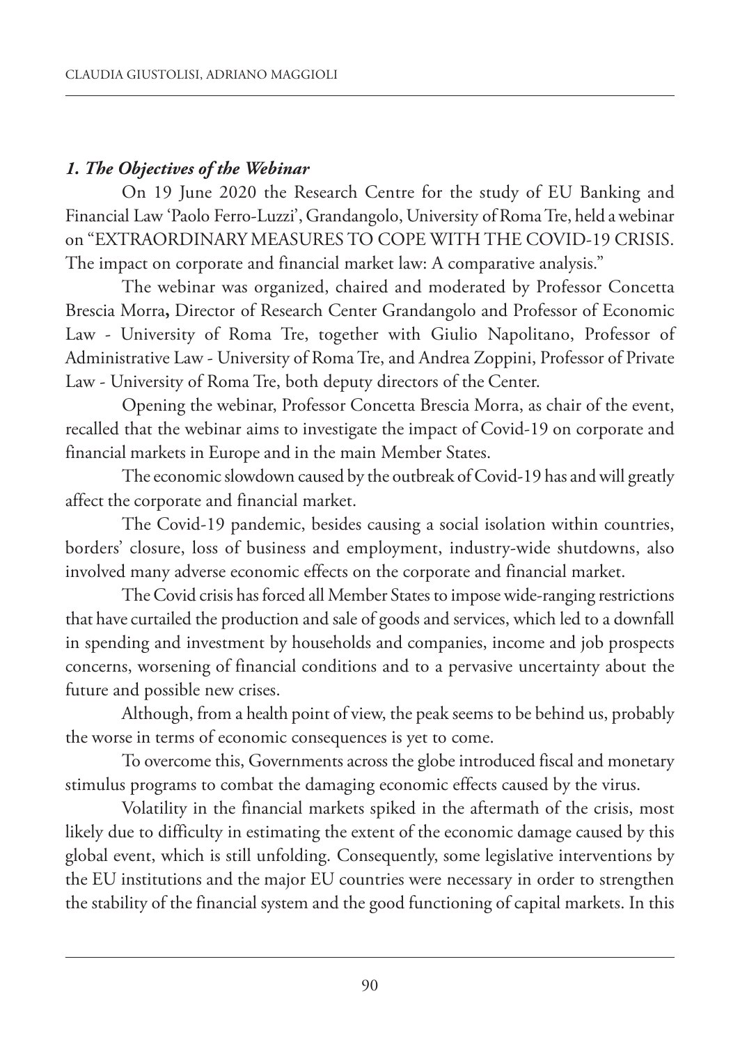### *1. The Objectives of the Webinar*

On 19 June 2020 the Research Centre for the study of EU Banking and Financial Law 'Paolo Ferro-Luzzi', Grandangolo, University of Roma Tre, held a webinar on "EXTRAORDINARY MEASURES TO COPE WITH THE COVID-19 CRISIS. The impact on corporate and financial market law: A comparative analysis."

The webinar was organized, chaired and moderated by Professor Concetta Brescia Morra**,** Director of Research Center Grandangolo and Professor of Economic Law - University of Roma Tre, together with Giulio Napolitano, Professor of Administrative Law - University of Roma Tre, and Andrea Zoppini, Professor of Private Law - University of Roma Tre, both deputy directors of the Center.

Opening the webinar, Professor Concetta Brescia Morra, as chair of the event, recalled that the webinar aims to investigate the impact of Covid-19 on corporate and financial markets in Europe and in the main Member States.

The economic slowdown caused by the outbreak of Covid-19 has and will greatly affect the corporate and financial market.

The Covid-19 pandemic, besides causing a social isolation within countries, borders' closure, loss of business and employment, industry-wide shutdowns, also involved many adverse economic effects on the corporate and financial market.

The Covid crisis has forced all Member States to impose wide-ranging restrictions that have curtailed the production and sale of goods and services, which led to a downfall in spending and investment by households and companies, income and job prospects concerns, worsening of financial conditions and to a pervasive uncertainty about the future and possible new crises.

Although, from a health point of view, the peak seems to be behind us, probably the worse in terms of economic consequences is yet to come.

To overcome this, Governments across the globe introduced fiscal and monetary stimulus programs to combat the damaging economic effects caused by the virus.

Volatility in the financial markets spiked in the aftermath of the crisis, most likely due to difficulty in estimating the extent of the economic damage caused by this global event, which is still unfolding. Consequently, some legislative interventions by the EU institutions and the major EU countries were necessary in order to strengthen the stability of the financial system and the good functioning of capital markets. In this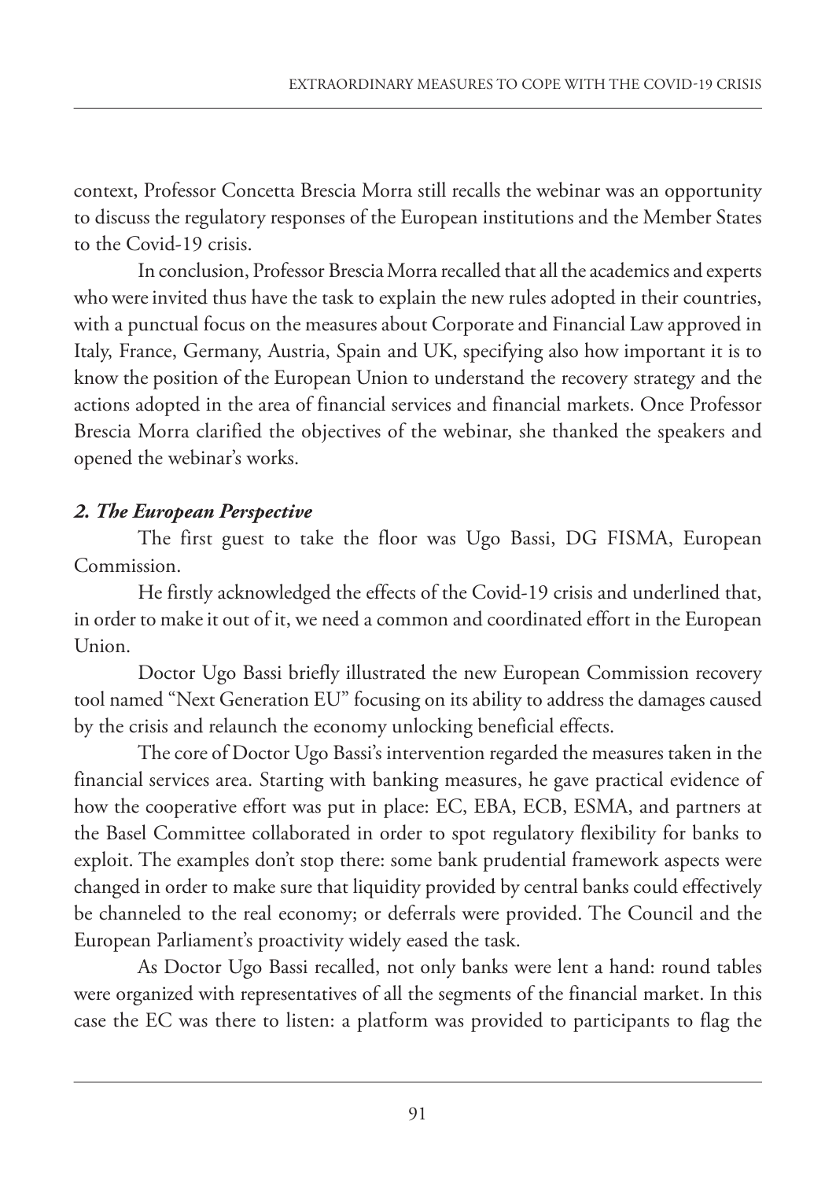context, Professor Concetta Brescia Morra still recalls the webinar was an opportunity to discuss the regulatory responses of the European institutions and the Member States to the Covid-19 crisis.

In conclusion, Professor Brescia Morra recalled that all the academics and experts who were invited thus have the task to explain the new rules adopted in their countries, with a punctual focus on the measures about Corporate and Financial Law approved in Italy, France, Germany, Austria, Spain and UK, specifying also how important it is to know the position of the European Union to understand the recovery strategy and the actions adopted in the area of financial services and financial markets. Once Professor Brescia Morra clarified the objectives of the webinar, she thanked the speakers and opened the webinar's works.

### *2. The European Perspective*

The first guest to take the floor was Ugo Bassi, DG FISMA, European Commission.

He firstly acknowledged the effects of the Covid-19 crisis and underlined that, in order to make it out of it, we need a common and coordinated effort in the European Union.

Doctor Ugo Bassi briefly illustrated the new European Commission recovery tool named "Next Generation EU" focusing on its ability to address the damages caused by the crisis and relaunch the economy unlocking beneficial effects.

The core of Doctor Ugo Bassi's intervention regarded the measures taken in the financial services area. Starting with banking measures, he gave practical evidence of how the cooperative effort was put in place: EC, EBA, ECB, ESMA, and partners at the Basel Committee collaborated in order to spot regulatory flexibility for banks to exploit. The examples don't stop there: some bank prudential framework aspects were changed in order to make sure that liquidity provided by central banks could effectively be channeled to the real economy; or deferrals were provided. The Council and the European Parliament's proactivity widely eased the task.

As Doctor Ugo Bassi recalled, not only banks were lent a hand: round tables were organized with representatives of all the segments of the financial market. In this case the EC was there to listen: a platform was provided to participants to flag the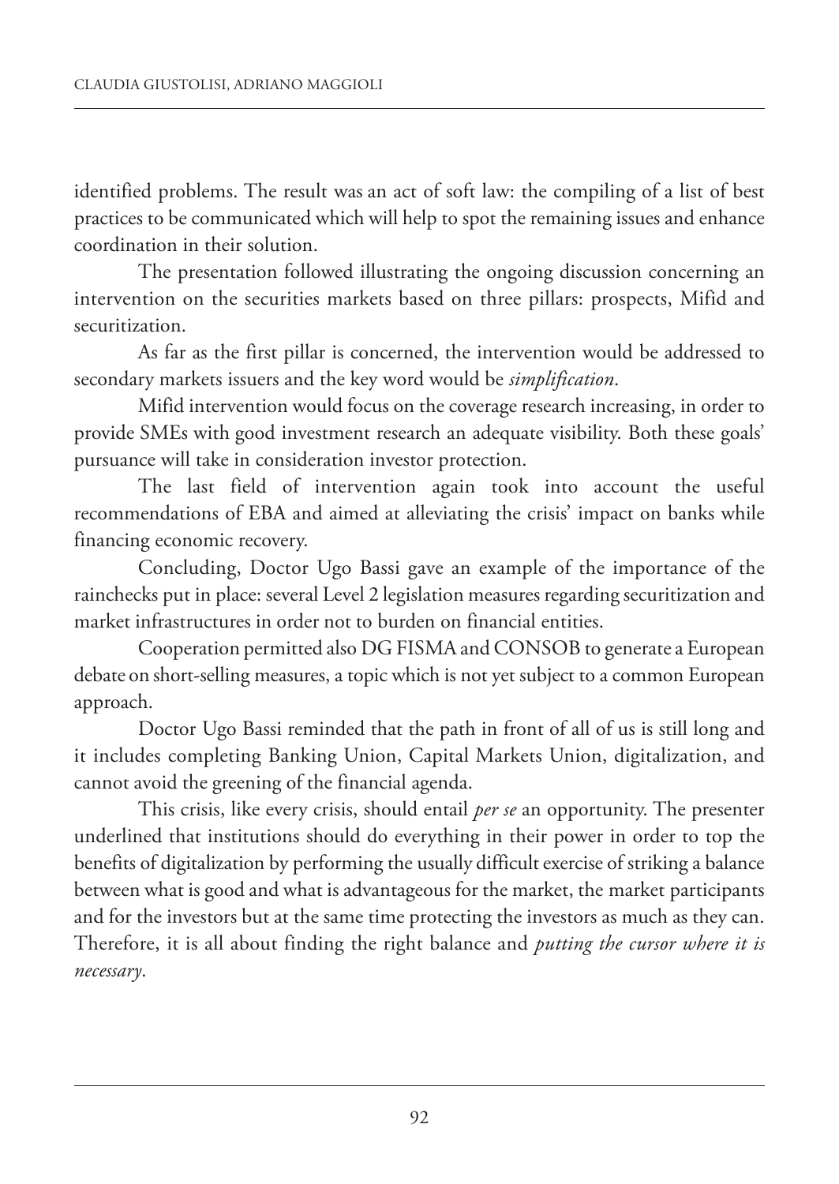identified problems. The result was an act of soft law: the compiling of a list of best practices to be communicated which will help to spot the remaining issues and enhance coordination in their solution.

The presentation followed illustrating the ongoing discussion concerning an intervention on the securities markets based on three pillars: prospects, Mifid and securitization.

As far as the first pillar is concerned, the intervention would be addressed to secondary markets issuers and the key word would be *simplification*.

Mifid intervention would focus on the coverage research increasing, in order to provide SMEs with good investment research an adequate visibility. Both these goals' pursuance will take in consideration investor protection.

The last field of intervention again took into account the useful recommendations of EBA and aimed at alleviating the crisis' impact on banks while financing economic recovery.

Concluding, Doctor Ugo Bassi gave an example of the importance of the rainchecks put in place: several Level 2 legislation measures regarding securitization and market infrastructures in order not to burden on financial entities.

Cooperation permitted also DG FISMA and CONSOB to generate a European debate on short-selling measures, a topic which is not yet subject to a common European approach.

Doctor Ugo Bassi reminded that the path in front of all of us is still long and it includes completing Banking Union, Capital Markets Union, digitalization, and cannot avoid the greening of the financial agenda.

This crisis, like every crisis, should entail *per se* an opportunity. The presenter underlined that institutions should do everything in their power in order to top the benefits of digitalization by performing the usually difficult exercise of striking a balance between what is good and what is advantageous for the market, the market participants and for the investors but at the same time protecting the investors as much as they can. Therefore, it is all about finding the right balance and *putting the cursor where it is necessary*.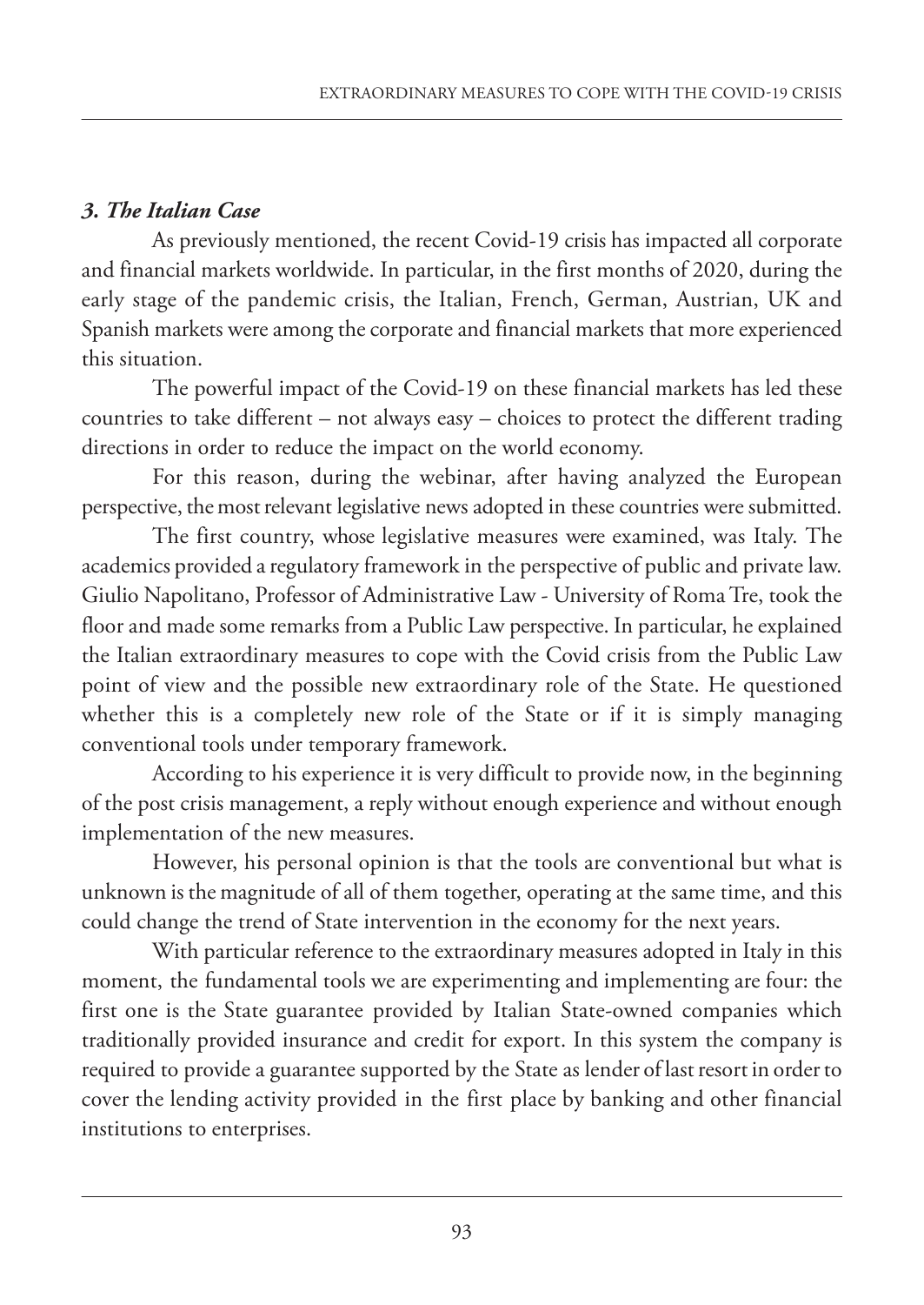### *3. The Italian Case*

As previously mentioned, the recent Covid-19 crisis has impacted all corporate and financial markets worldwide. In particular, in the first months of 2020, during the early stage of the pandemic crisis, the Italian, French, German, Austrian, UK and Spanish markets were among the corporate and financial markets that more experienced this situation.

The powerful impact of the Covid-19 on these financial markets has led these countries to take different – not always easy – choices to protect the different trading directions in order to reduce the impact on the world economy.

For this reason, during the webinar, after having analyzed the European perspective, the most relevant legislative news adopted in these countries were submitted.

The first country, whose legislative measures were examined, was Italy. The academics provided a regulatory framework in the perspective of public and private law. Giulio Napolitano, Professor of Administrative Law - University of Roma Tre, took the floor and made some remarks from a Public Law perspective. In particular, he explained the Italian extraordinary measures to cope with the Covid crisis from the Public Law point of view and the possible new extraordinary role of the State. He questioned whether this is a completely new role of the State or if it is simply managing conventional tools under temporary framework.

According to his experience it is very difficult to provide now, in the beginning of the post crisis management, a reply without enough experience and without enough implementation of the new measures.

However, his personal opinion is that the tools are conventional but what is unknown is the magnitude of all of them together, operating at the same time, and this could change the trend of State intervention in the economy for the next years.

With particular reference to the extraordinary measures adopted in Italy in this moment, the fundamental tools we are experimenting and implementing are four: the first one is the State guarantee provided by Italian State-owned companies which traditionally provided insurance and credit for export. In this system the company is required to provide a guarantee supported by the State as lender of last resort in order to cover the lending activity provided in the first place by banking and other financial institutions to enterprises.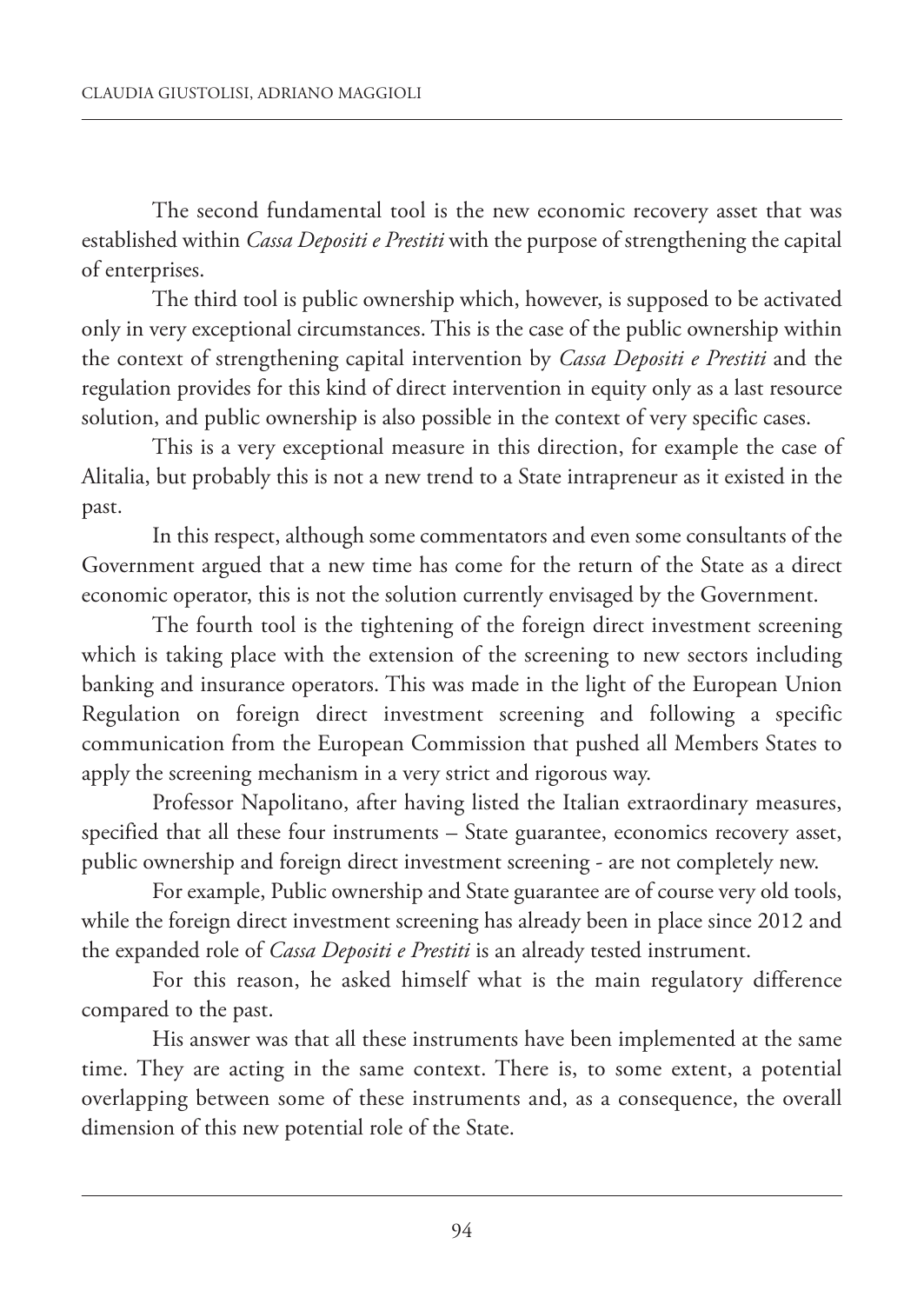The second fundamental tool is the new economic recovery asset that was established within *Cassa Depositi e Prestiti* with the purpose of strengthening the capital of enterprises.

The third tool is public ownership which, however, is supposed to be activated only in very exceptional circumstances. This is the case of the public ownership within the context of strengthening capital intervention by *Cassa Depositi e Prestiti* and the regulation provides for this kind of direct intervention in equity only as a last resource solution, and public ownership is also possible in the context of very specific cases.

This is a very exceptional measure in this direction, for example the case of Alitalia, but probably this is not a new trend to a State intrapreneur as it existed in the past.

In this respect, although some commentators and even some consultants of the Government argued that a new time has come for the return of the State as a direct economic operator, this is not the solution currently envisaged by the Government.

The fourth tool is the tightening of the foreign direct investment screening which is taking place with the extension of the screening to new sectors including banking and insurance operators. This was made in the light of the European Union Regulation on foreign direct investment screening and following a specific communication from the European Commission that pushed all Members States to apply the screening mechanism in a very strict and rigorous way.

Professor Napolitano, after having listed the Italian extraordinary measures, specified that all these four instruments – State guarantee, economics recovery asset, public ownership and foreign direct investment screening - are not completely new.

For example, Public ownership and State guarantee are of course very old tools, while the foreign direct investment screening has already been in place since 2012 and the expanded role of *Cassa Depositi e Prestiti* is an already tested instrument.

For this reason, he asked himself what is the main regulatory difference compared to the past.

His answer was that all these instruments have been implemented at the same time. They are acting in the same context. There is, to some extent, a potential overlapping between some of these instruments and, as a consequence, the overall dimension of this new potential role of the State.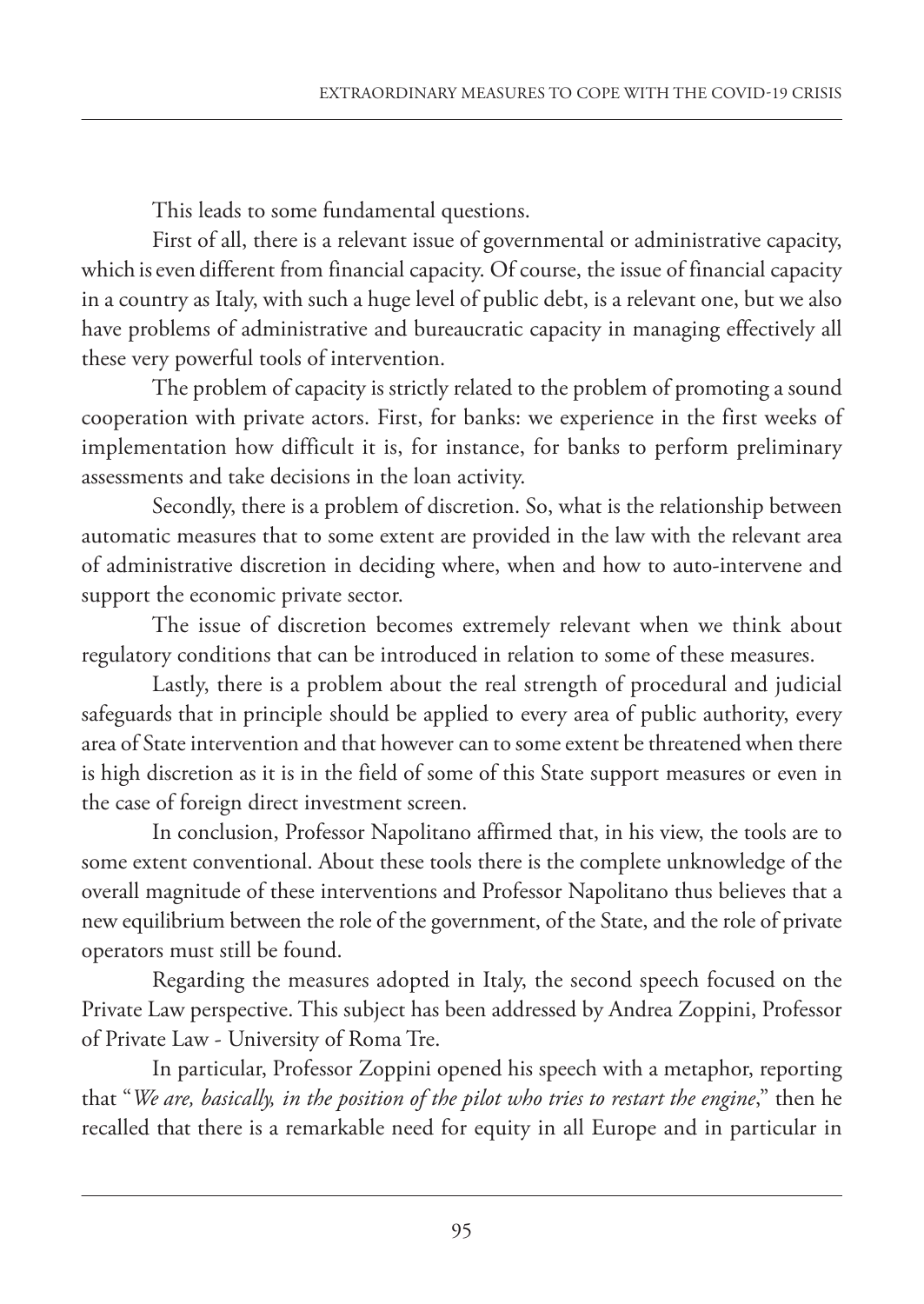This leads to some fundamental questions.

First of all, there is a relevant issue of governmental or administrative capacity, which is even different from financial capacity. Of course, the issue of financial capacity in a country as Italy, with such a huge level of public debt, is a relevant one, but we also have problems of administrative and bureaucratic capacity in managing effectively all these very powerful tools of intervention.

The problem of capacity is strictly related to the problem of promoting a sound cooperation with private actors. First, for banks: we experience in the first weeks of implementation how difficult it is, for instance, for banks to perform preliminary assessments and take decisions in the loan activity.

Secondly, there is a problem of discretion. So, what is the relationship between automatic measures that to some extent are provided in the law with the relevant area of administrative discretion in deciding where, when and how to auto-intervene and support the economic private sector.

The issue of discretion becomes extremely relevant when we think about regulatory conditions that can be introduced in relation to some of these measures.

Lastly, there is a problem about the real strength of procedural and judicial safeguards that in principle should be applied to every area of public authority, every area of State intervention and that however can to some extent be threatened when there is high discretion as it is in the field of some of this State support measures or even in the case of foreign direct investment screen.

In conclusion, Professor Napolitano affirmed that, in his view, the tools are to some extent conventional. About these tools there is the complete unknowledge of the overall magnitude of these interventions and Professor Napolitano thus believes that a new equilibrium between the role of the government, of the State, and the role of private operators must still be found.

Regarding the measures adopted in Italy, the second speech focused on the Private Law perspective. This subject has been addressed by Andrea Zoppini, Professor of Private Law - University of Roma Tre.

In particular, Professor Zoppini opened his speech with a metaphor, reporting that "*We are, basically, in the position of the pilot who tries to restart the engine*," then he recalled that there is a remarkable need for equity in all Europe and in particular in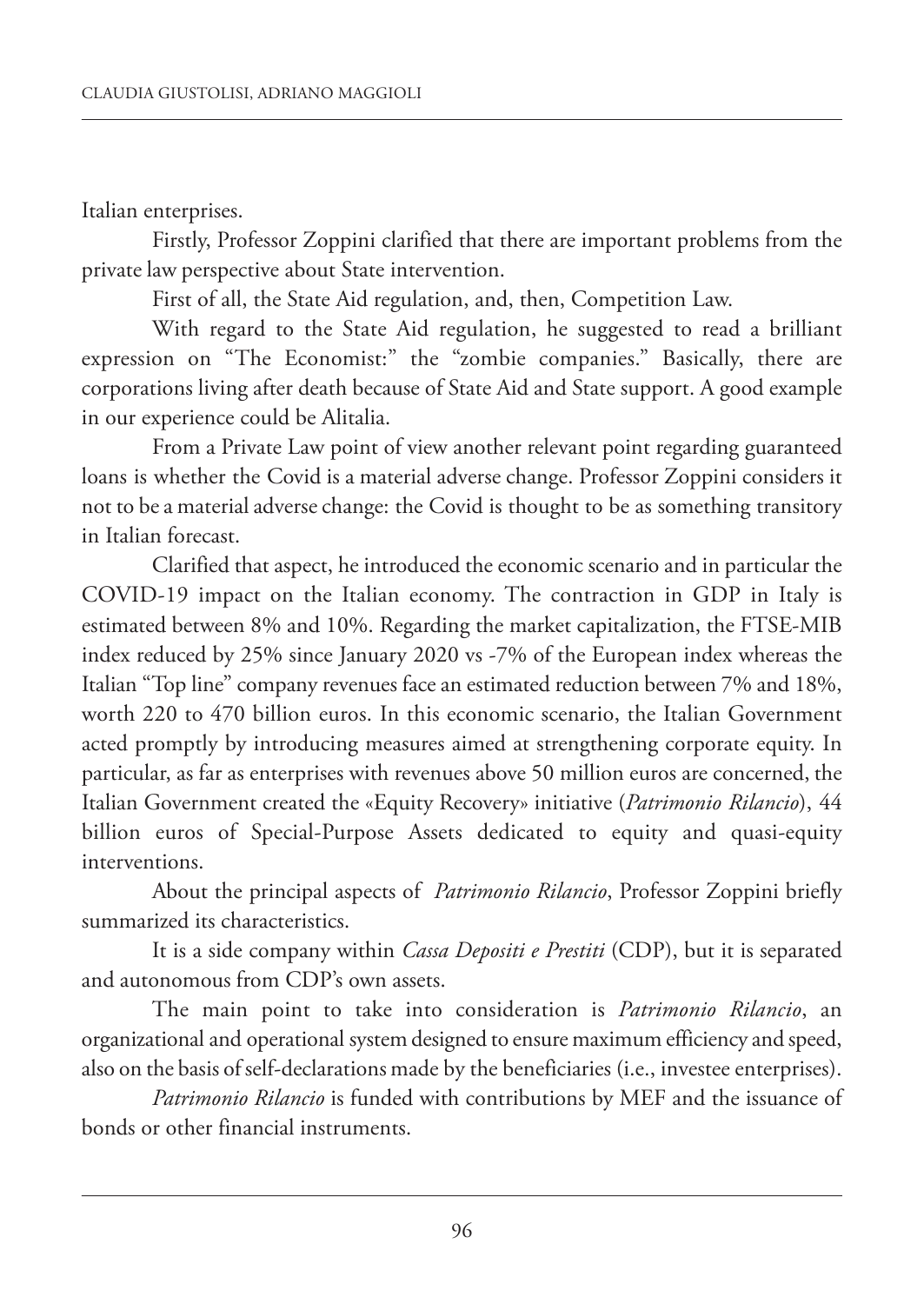Italian enterprises.

Firstly, Professor Zoppini clarified that there are important problems from the private law perspective about State intervention.

First of all, the State Aid regulation, and, then, Competition Law.

With regard to the State Aid regulation, he suggested to read a brilliant expression on "The Economist:" the "zombie companies." Basically, there are corporations living after death because of State Aid and State support. A good example in our experience could be Alitalia.

From a Private Law point of view another relevant point regarding guaranteed loans is whether the Covid is a material adverse change. Professor Zoppini considers it not to be a material adverse change: the Covid is thought to be as something transitory in Italian forecast.

Clarified that aspect, he introduced the economic scenario and in particular the COVID-19 impact on the Italian economy. The contraction in GDP in Italy is estimated between 8% and 10%. Regarding the market capitalization, the FTSE-MIB index reduced by 25% since January 2020 vs -7% of the European index whereas the Italian "Top line" company revenues face an estimated reduction between 7% and 18%, worth 220 to 470 billion euros. In this economic scenario, the Italian Government acted promptly by introducing measures aimed at strengthening corporate equity. In particular, as far as enterprises with revenues above 50 million euros are concerned, the Italian Government created the «Equity Recovery» initiative (*Patrimonio Rilancio*), 44 billion euros of Special-Purpose Assets dedicated to equity and quasi-equity interventions.

About the principal aspects of *Patrimonio Rilancio*, Professor Zoppini briefly summarized its characteristics.

It is a side company within *Cassa Depositi e Prestiti* (CDP), but it is separated and autonomous from CDP's own assets.

The main point to take into consideration is *Patrimonio Rilancio*, an organizational and operational system designed to ensure maximum efficiency and speed, also on the basis of self-declarations made by the beneficiaries (i.e., investee enterprises).

*Patrimonio Rilancio* is funded with contributions by MEF and the issuance of bonds or other financial instruments.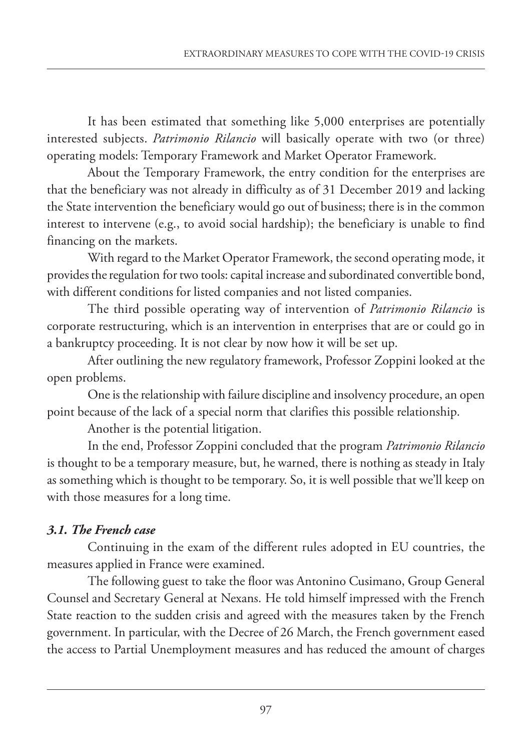It has been estimated that something like 5,000 enterprises are potentially interested subjects. *Patrimonio Rilancio* will basically operate with two (or three) operating models: Temporary Framework and Market Operator Framework.

About the Temporary Framework, the entry condition for the enterprises are that the beneficiary was not already in difficulty as of 31 December 2019 and lacking the State intervention the beneficiary would go out of business; there is in the common interest to intervene (e.g., to avoid social hardship); the beneficiary is unable to find financing on the markets.

With regard to the Market Operator Framework, the second operating mode, it provides the regulation for two tools: capital increase and subordinated convertible bond, with different conditions for listed companies and not listed companies.

The third possible operating way of intervention of *Patrimonio Rilancio* is corporate restructuring, which is an intervention in enterprises that are or could go in a bankruptcy proceeding. It is not clear by now how it will be set up.

After outlining the new regulatory framework, Professor Zoppini looked at the open problems.

One is the relationship with failure discipline and insolvency procedure, an open point because of the lack of a special norm that clarifies this possible relationship.

Another is the potential litigation.

In the end, Professor Zoppini concluded that the program *Patrimonio Rilancio* is thought to be a temporary measure, but, he warned, there is nothing as steady in Italy as something which is thought to be temporary. So, it is well possible that we'll keep on with those measures for a long time.

### *3.1. The French case*

Continuing in the exam of the different rules adopted in EU countries, the measures applied in France were examined.

The following guest to take the floor was Antonino Cusimano, Group General Counsel and Secretary General at Nexans. He told himself impressed with the French State reaction to the sudden crisis and agreed with the measures taken by the French government. In particular, with the Decree of 26 March, the French government eased the access to Partial Unemployment measures and has reduced the amount of charges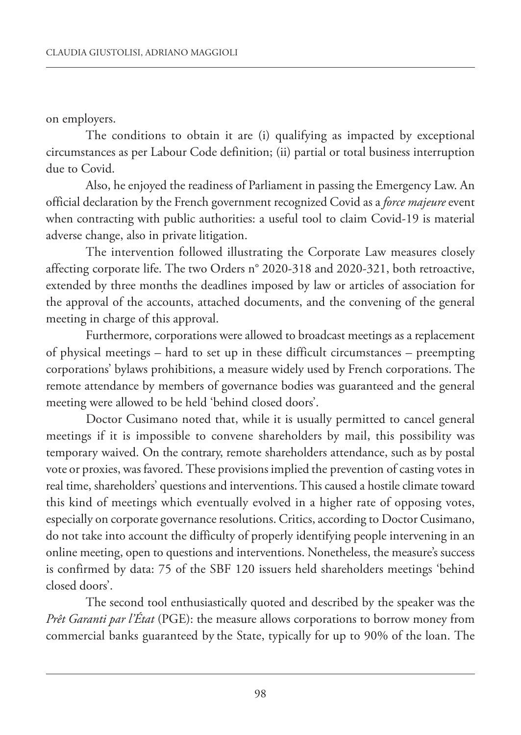on employers.

The conditions to obtain it are (i) qualifying as impacted by exceptional circumstances as per Labour Code definition; (ii) partial or total business interruption due to Covid.

Also, he enjoyed the readiness of Parliament in passing the Emergency Law. An official declaration by the French government recognized Covid as a *force majeure* event when contracting with public authorities: a useful tool to claim Covid-19 is material adverse change, also in private litigation.

The intervention followed illustrating the Corporate Law measures closely affecting corporate life. The two Orders n° 2020-318 and 2020-321, both retroactive, extended by three months the deadlines imposed by law or articles of association for the approval of the accounts, attached documents, and the convening of the general meeting in charge of this approval.

Furthermore, corporations were allowed to broadcast meetings as a replacement of physical meetings – hard to set up in these difficult circumstances – preempting corporations' bylaws prohibitions, a measure widely used by French corporations. The remote attendance by members of governance bodies was guaranteed and the general meeting were allowed to be held 'behind closed doors'.

Doctor Cusimano noted that, while it is usually permitted to cancel general meetings if it is impossible to convene shareholders by mail, this possibility was temporary waived. On the contrary, remote shareholders attendance, such as by postal vote or proxies, was favored. These provisions implied the prevention of casting votes in real time, shareholders' questions and interventions. This caused a hostile climate toward this kind of meetings which eventually evolved in a higher rate of opposing votes, especially on corporate governance resolutions. Critics, according to Doctor Cusimano, do not take into account the difficulty of properly identifying people intervening in an online meeting, open to questions and interventions. Nonetheless, the measure's success is confirmed by data: 75 of the SBF 120 issuers held shareholders meetings 'behind closed doors'.

The second tool enthusiastically quoted and described by the speaker was the *Prêt Garanti par l'État* (PGE): the measure allows corporations to borrow money from commercial banks guaranteed by the State, typically for up to 90% of the loan. The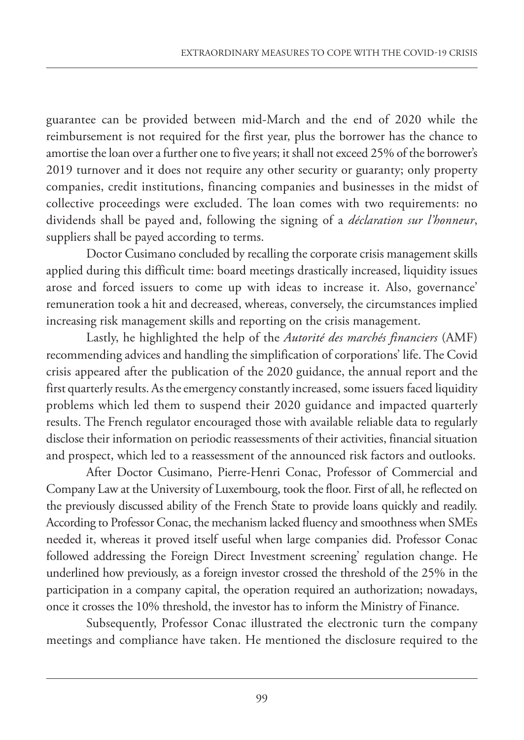guarantee can be provided between mid-March and the end of 2020 while the reimbursement is not required for the first year, plus the borrower has the chance to amortise the loan over a further one to five years; it shall not exceed 25% of the borrower's 2019 turnover and it does not require any other security or guaranty; only property companies, credit institutions, financing companies and businesses in the midst of collective proceedings were excluded. The loan comes with two requirements: no dividends shall be payed and, following the signing of a *déclaration sur l'honneur*, suppliers shall be payed according to terms.

Doctor Cusimano concluded by recalling the corporate crisis management skills applied during this difficult time: board meetings drastically increased, liquidity issues arose and forced issuers to come up with ideas to increase it. Also, governance' remuneration took a hit and decreased, whereas, conversely, the circumstances implied increasing risk management skills and reporting on the crisis management.

Lastly, he highlighted the help of the *Autorité des marchés financiers* (AMF) recommending advices and handling the simplification of corporations' life. The Covid crisis appeared after the publication of the 2020 guidance, the annual report and the first quarterly results. As the emergency constantly increased, some issuers faced liquidity problems which led them to suspend their 2020 guidance and impacted quarterly results. The French regulator encouraged those with available reliable data to regularly disclose their information on periodic reassessments of their activities, financial situation and prospect, which led to a reassessment of the announced risk factors and outlooks.

After Doctor Cusimano, Pierre-Henri Conac, Professor of Commercial and Company Law at the University of Luxembourg, took the floor. First of all, he reflected on the previously discussed ability of the French State to provide loans quickly and readily. According to Professor Conac, the mechanism lacked fluency and smoothness when SMEs needed it, whereas it proved itself useful when large companies did. Professor Conac followed addressing the Foreign Direct Investment screening' regulation change. He underlined how previously, as a foreign investor crossed the threshold of the 25% in the participation in a company capital, the operation required an authorization; nowadays, once it crosses the 10% threshold, the investor has to inform the Ministry of Finance.

Subsequently, Professor Conac illustrated the electronic turn the company meetings and compliance have taken. He mentioned the disclosure required to the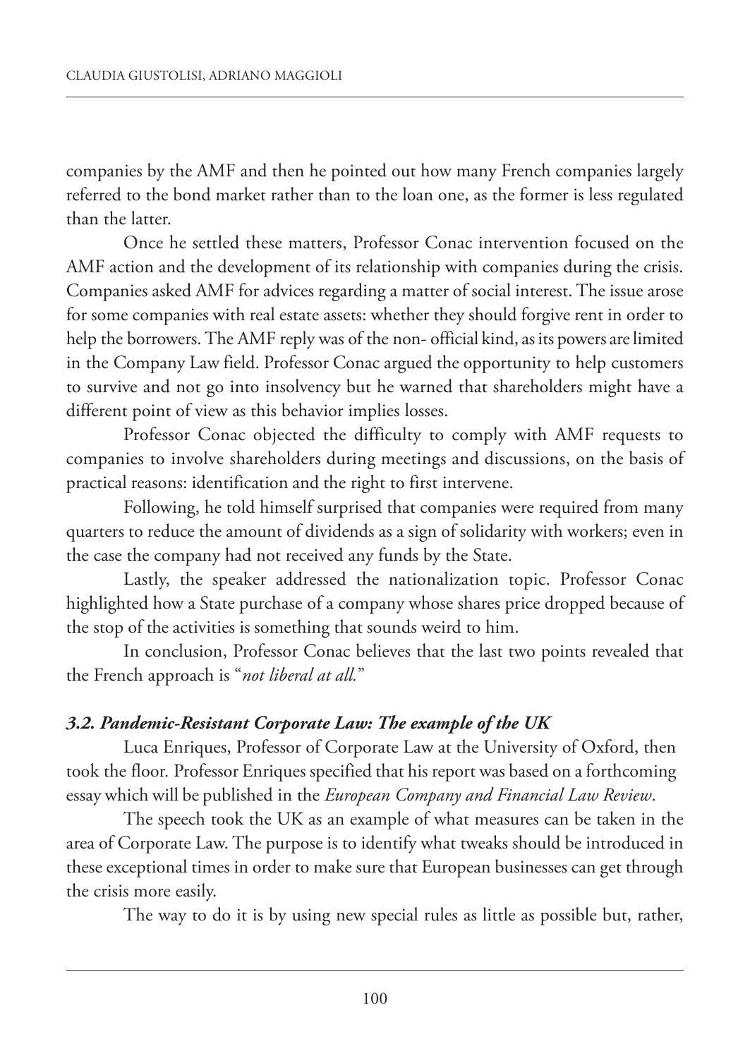companies by the AMF and then he pointed out how many French companies largely referred to the bond market rather than to the loan one, as the former is less regulated than the latter.

Once he settled these matters, Professor Conac intervention focused on the AMF action and the development of its relationship with companies during the crisis. Companies asked AMF for advices regarding a matter of social interest. The issue arose for some companies with real estate assets: whether they should forgive rent in order to help the borrowers. The AMF reply was of the non- official kind, as its powers are limited in the Company Law field. Professor Conac argued the opportunity to help customers to survive and not go into insolvency but he warned that shareholders might have a different point of view as this behavior implies losses.

Professor Conac objected the difficulty to comply with AMF requests to companies to involve shareholders during meetings and discussions, on the basis of practical reasons: identification and the right to first intervene.

Following, he told himself surprised that companies were required from many quarters to reduce the amount of dividends as a sign of solidarity with workers; even in the case the company had not received any funds by the State.

Lastly, the speaker addressed the nationalization topic. Professor Conac highlighted how a State purchase of a company whose shares price dropped because of the stop of the activities is something that sounds weird to him.

In conclusion, Professor Conac believes that the last two points revealed that the French approach is "*not liberal at all.*"

### *3.2. Pandemic-Resistant Corporate Law: The example of the UK*

Luca Enriques, Professor of Corporate Law at the University of Oxford, then took the floor. Professor Enriques specified that his report was based on a forthcoming essay which will be published in the *European Company and Financial Law Review*.

The speech took the UK as an example of what measures can be taken in the area of Corporate Law. The purpose is to identify what tweaks should be introduced in these exceptional times in order to make sure that European businesses can get through the crisis more easily.

The way to do it is by using new special rules as little as possible but, rather,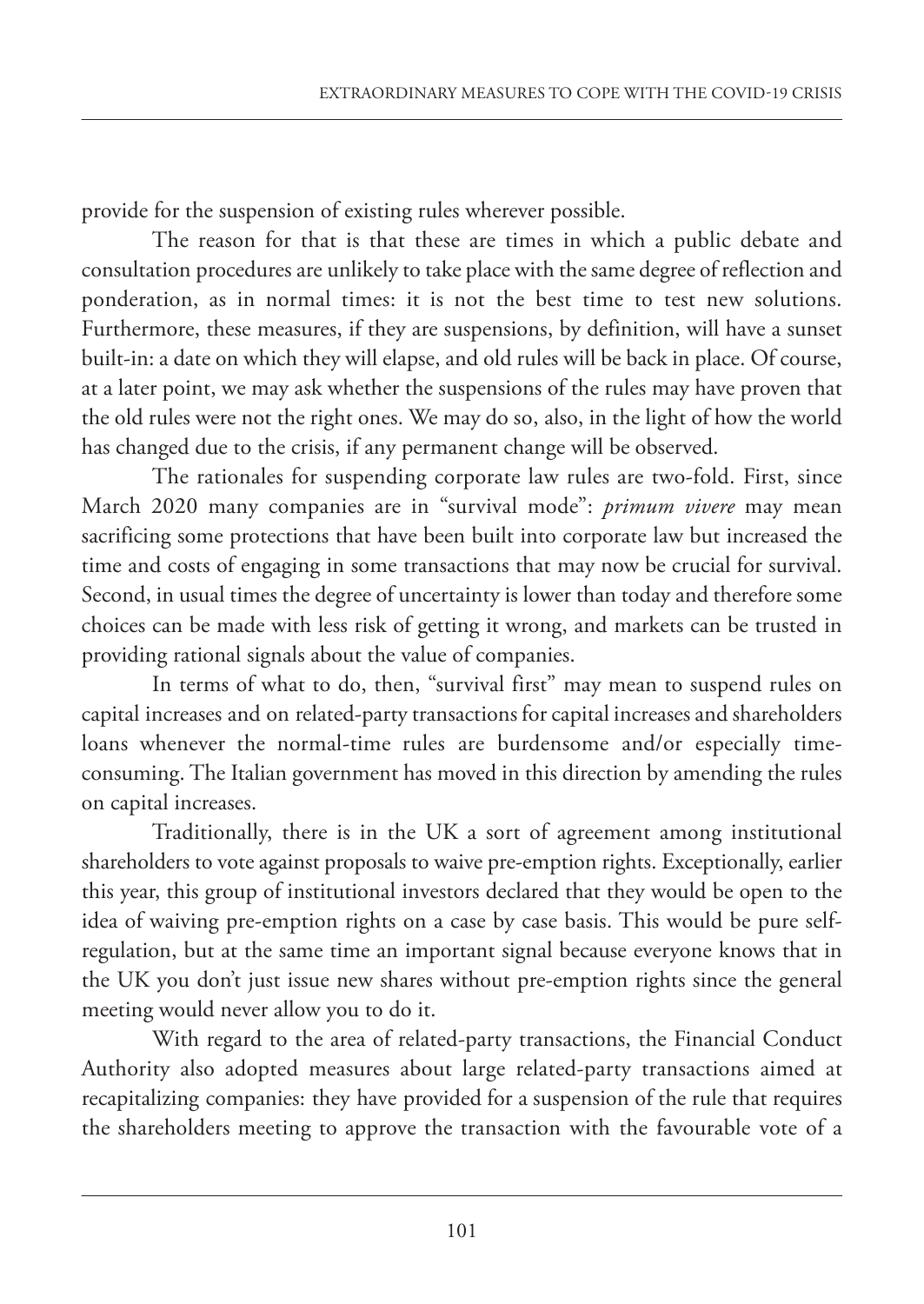provide for the suspension of existing rules wherever possible.

The reason for that is that these are times in which a public debate and consultation procedures are unlikely to take place with the same degree of reflection and ponderation, as in normal times: it is not the best time to test new solutions. Furthermore, these measures, if they are suspensions, by definition, will have a sunset built-in: a date on which they will elapse, and old rules will be back in place. Of course, at a later point, we may ask whether the suspensions of the rules may have proven that the old rules were not the right ones. We may do so, also, in the light of how the world has changed due to the crisis, if any permanent change will be observed.

The rationales for suspending corporate law rules are two-fold. First, since March 2020 many companies are in "survival mode": *primum vivere* may mean sacrificing some protections that have been built into corporate law but increased the time and costs of engaging in some transactions that may now be crucial for survival. Second, in usual times the degree of uncertainty is lower than today and therefore some choices can be made with less risk of getting it wrong, and markets can be trusted in providing rational signals about the value of companies.

In terms of what to do, then, "survival first" may mean to suspend rules on capital increases and on related-party transactions for capital increases and shareholders loans whenever the normal-time rules are burdensome and/or especially time-consuming. The Italian government has moved in this direction by amending the rules on capital increases.

Traditionally, there is in the UK a sort of agreement among institutional shareholders to vote against proposals to waive pre-emption rights. Exceptionally, earlier this year, this group of institutional investors declared that they would be open to the idea of waiving pre-emption rights on a case by case basis. This would be pure self-regulation, but at the same time an important signal because everyone knows that in the UK you don't just issue new shares without pre-emption rights since the general meeting would never allow you to do it.

With regard to the area of related-party transactions, the Financial Conduct Authority also adopted measures about large related-party transactions aimed at recapitalizing companies: they have provided for a suspension of the rule that requires the shareholders meeting to approve the transaction with the favourable vote of a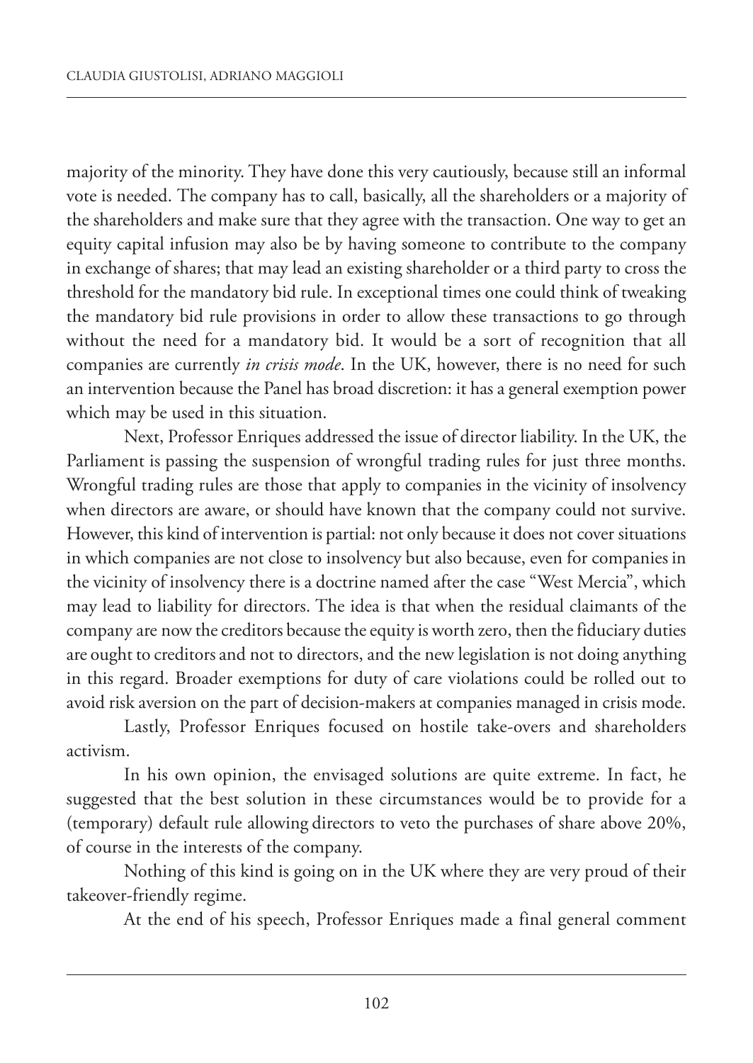majority of the minority. They have done this very cautiously, because still an informal vote is needed. The company has to call, basically, all the shareholders or a majority of the shareholders and make sure that they agree with the transaction. One way to get an equity capital infusion may also be by having someone to contribute to the company in exchange of shares; that may lead an existing shareholder or a third party to cross the threshold for the mandatory bid rule. In exceptional times one could think of tweaking the mandatory bid rule provisions in order to allow these transactions to go through without the need for a mandatory bid. It would be a sort of recognition that all companies are currently *in crisis mode*. In the UK, however, there is no need for such an intervention because the Panel has broad discretion: it has a general exemption power which may be used in this situation.

Next, Professor Enriques addressed the issue of director liability. In the UK, the Parliament is passing the suspension of wrongful trading rules for just three months. Wrongful trading rules are those that apply to companies in the vicinity of insolvency when directors are aware, or should have known that the company could not survive. However, this kind of intervention is partial: not only because it does not cover situations in which companies are not close to insolvency but also because, even for companies in the vicinity of insolvency there is a doctrine named after the case "West Mercia", which may lead to liability for directors. The idea is that when the residual claimants of the company are now the creditors because the equity is worth zero, then the fiduciary duties are ought to creditors and not to directors, and the new legislation is not doing anything in this regard. Broader exemptions for duty of care violations could be rolled out to avoid risk aversion on the part of decision-makers at companies managed in crisis mode.

Lastly, Professor Enriques focused on hostile take-overs and shareholders activism.

In his own opinion, the envisaged solutions are quite extreme. In fact, he suggested that the best solution in these circumstances would be to provide for a (temporary) default rule allowing directors to veto the purchases of share above 20%, of course in the interests of the company.

Nothing of this kind is going on in the UK where they are very proud of their takeover-friendly regime.

At the end of his speech, Professor Enriques made a final general comment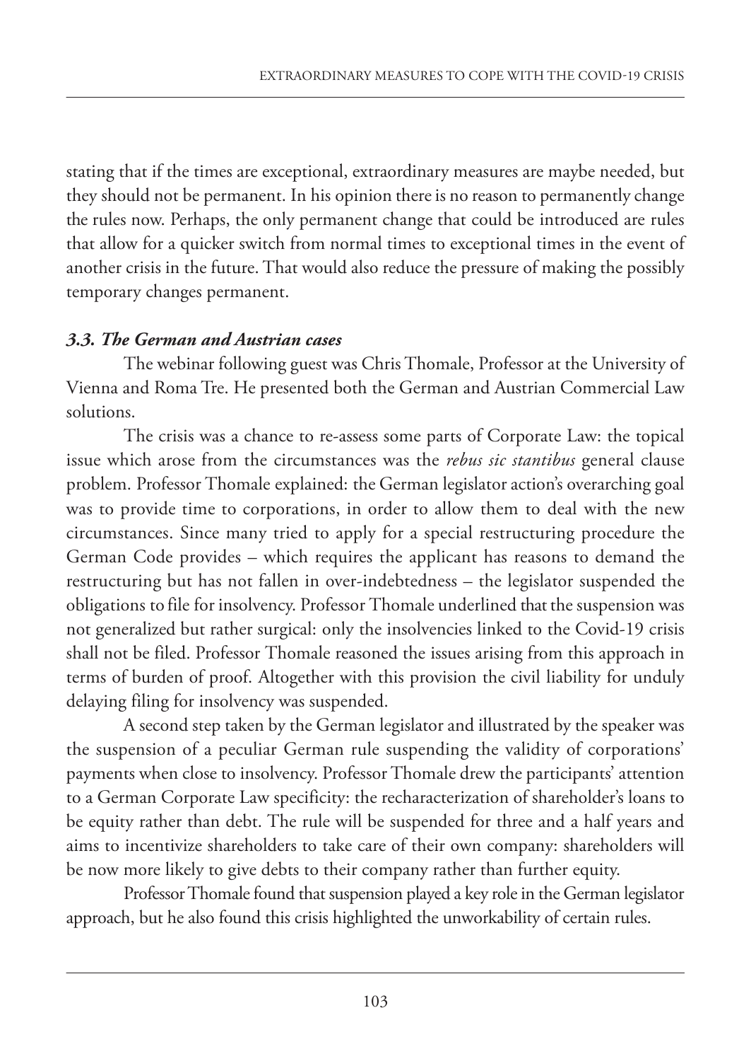stating that if the times are exceptional, extraordinary measures are maybe needed, but they should not be permanent. In his opinion there is no reason to permanently change the rules now. Perhaps, the only permanent change that could be introduced are rules that allow for a quicker switch from normal times to exceptional times in the event of another crisis in the future. That would also reduce the pressure of making the possibly temporary changes permanent.

### *3.3. The German and Austrian cases*

The webinar following guest was Chris Thomale, Professor at the University of Vienna and Roma Tre. He presented both the German and Austrian Commercial Law solutions.

The crisis was a chance to re-assess some parts of Corporate Law: the topical issue which arose from the circumstances was the *rebus sic stantibus* general clause problem. Professor Thomale explained: the German legislator action's overarching goal was to provide time to corporations, in order to allow them to deal with the new circumstances. Since many tried to apply for a special restructuring procedure the German Code provides – which requires the applicant has reasons to demand the restructuring but has not fallen in over-indebtedness – the legislator suspended the obligations to file for insolvency. Professor Thomale underlined that the suspension was not generalized but rather surgical: only the insolvencies linked to the Covid-19 crisis shall not be filed. Professor Thomale reasoned the issues arising from this approach in terms of burden of proof. Altogether with this provision the civil liability for unduly delaying filing for insolvency was suspended.

A second step taken by the German legislator and illustrated by the speaker was the suspension of a peculiar German rule suspending the validity of corporations' payments when close to insolvency. Professor Thomale drew the participants' attention to a German Corporate Law specificity: the recharacterization of shareholder's loans to be equity rather than debt. The rule will be suspended for three and a half years and aims to incentivize shareholders to take care of their own company: shareholders will be now more likely to give debts to their company rather than further equity.

Professor Thomale found that suspension played a key role in the German legislator approach, but he also found this crisis highlighted the unworkability of certain rules.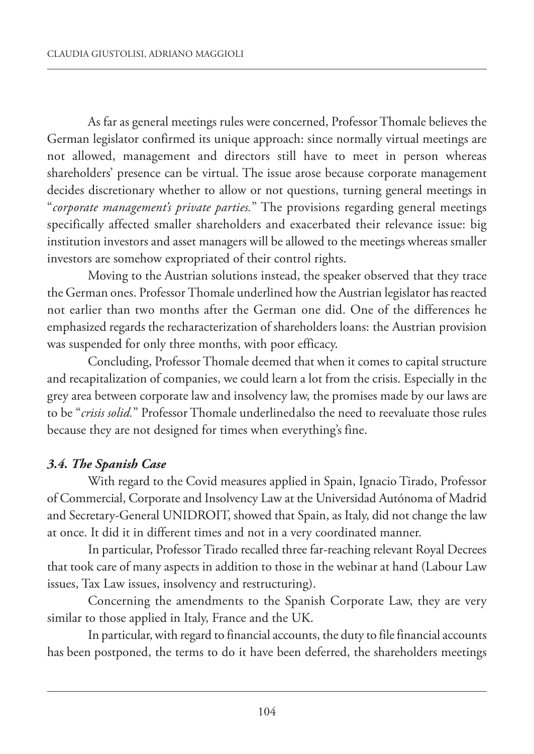As far as general meetings rules were concerned, Professor Thomale believes the German legislator confirmed its unique approach: since normally virtual meetings are not allowed, management and directors still have to meet in person whereas shareholders' presence can be virtual. The issue arose because corporate management decides discretionary whether to allow or not questions, turning general meetings in "*corporate management's private parties.*" The provisions regarding general meetings specifically affected smaller shareholders and exacerbated their relevance issue: big institution investors and asset managers will be allowed to the meetings whereas smaller investors are somehow expropriated of their control rights.

Moving to the Austrian solutions instead, the speaker observed that they trace the German ones. Professor Thomale underlined how the Austrian legislator has reacted not earlier than two months after the German one did. One of the differences he emphasized regards the recharacterization of shareholders loans: the Austrian provision was suspended for only three months, with poor efficacy.

Concluding, Professor Thomale deemed that when it comes to capital structure and recapitalization of companies, we could learn a lot from the crisis. Especially in the grey area between corporate law and insolvency law, the promises made by our laws are to be "*crisis solid.*" Professor Thomale underlinedalso the need to reevaluate those rules because they are not designed for times when everything's fine.

### *3.4. The Spanish Case*

With regard to the Covid measures applied in Spain, Ignacio Tirado, Professor of Commercial, Corporate and Insolvency Law at the Universidad Autónoma of Madrid and Secretary-General UNIDROIT, showed that Spain, as Italy, did not change the law at once. It did it in different times and not in a very coordinated manner.

In particular, Professor Tirado recalled three far-reaching relevant Royal Decrees that took care of many aspects in addition to those in the webinar at hand (Labour Law issues, Tax Law issues, insolvency and restructuring).

Concerning the amendments to the Spanish Corporate Law, they are very similar to those applied in Italy, France and the UK.

In particular, with regard to financial accounts, the duty to file financial accounts has been postponed, the terms to do it have been deferred, the shareholders meetings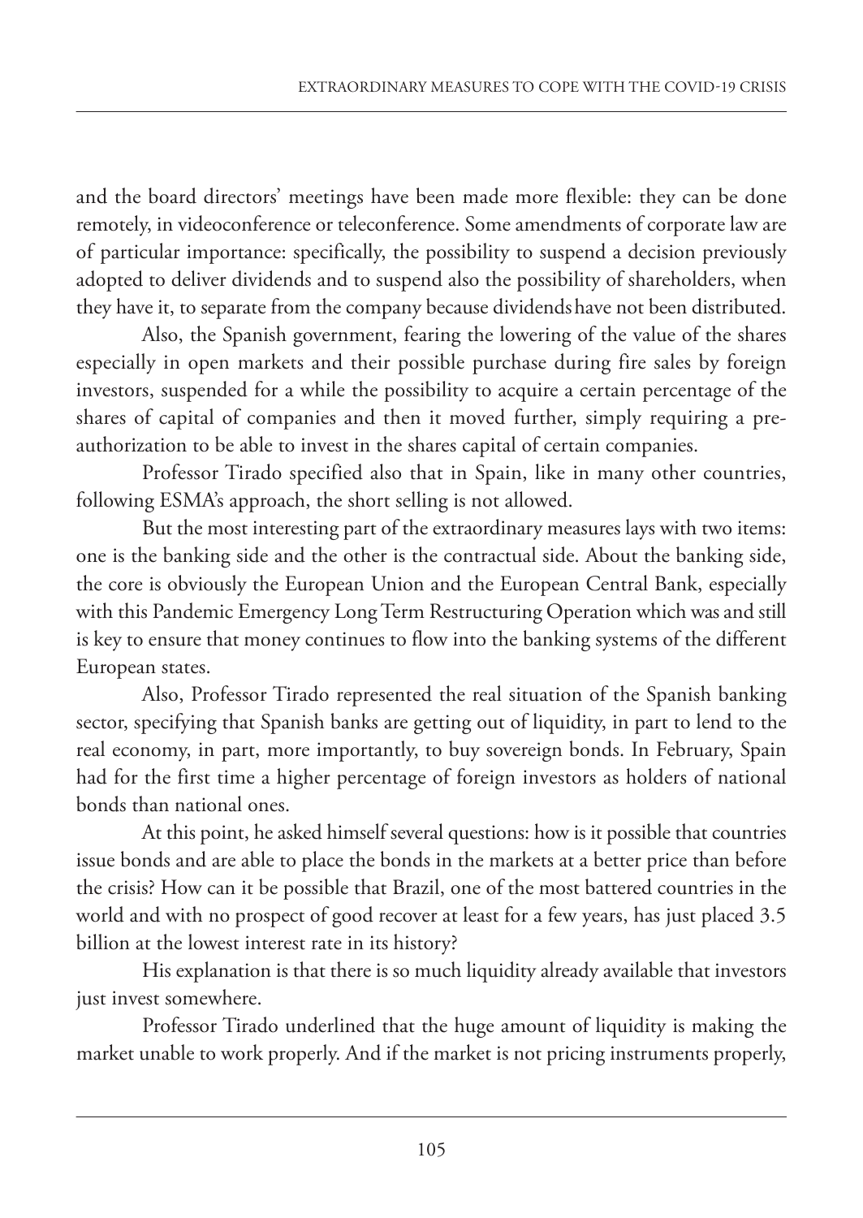and the board directors' meetings have been made more flexible: they can be done remotely, in videoconference or teleconference. Some amendments of corporate law are of particular importance: specifically, the possibility to suspend a decision previously adopted to deliver dividends and to suspend also the possibility of shareholders, when they have it, to separate from the company because dividends have not been distributed.

Also, the Spanish government, fearing the lowering of the value of the shares especially in open markets and their possible purchase during fire sales by foreign investors, suspended for a while the possibility to acquire a certain percentage of the shares of capital of companies and then it moved further, simply requiring a pre-authorization to be able to invest in the shares capital of certain companies.

Professor Tirado specified also that in Spain, like in many other countries, following ESMA's approach, the short selling is not allowed.

But the most interesting part of the extraordinary measures lays with two items: one is the banking side and the other is the contractual side. About the banking side, the core is obviously the European Union and the European Central Bank, especially with this Pandemic Emergency Long Term Restructuring Operation which was and still is key to ensure that money continues to flow into the banking systems of the different European states.

Also, Professor Tirado represented the real situation of the Spanish banking sector, specifying that Spanish banks are getting out of liquidity, in part to lend to the real economy, in part, more importantly, to buy sovereign bonds. In February, Spain had for the first time a higher percentage of foreign investors as holders of national bonds than national ones.

At this point, he asked himself several questions: how is it possible that countries issue bonds and are able to place the bonds in the markets at a better price than before the crisis? How can it be possible that Brazil, one of the most battered countries in the world and with no prospect of good recover at least for a few years, has just placed 3.5 billion at the lowest interest rate in its history?

His explanation is that there is so much liquidity already available that investors just invest somewhere.

Professor Tirado underlined that the huge amount of liquidity is making the market unable to work properly. And if the market is not pricing instruments properly,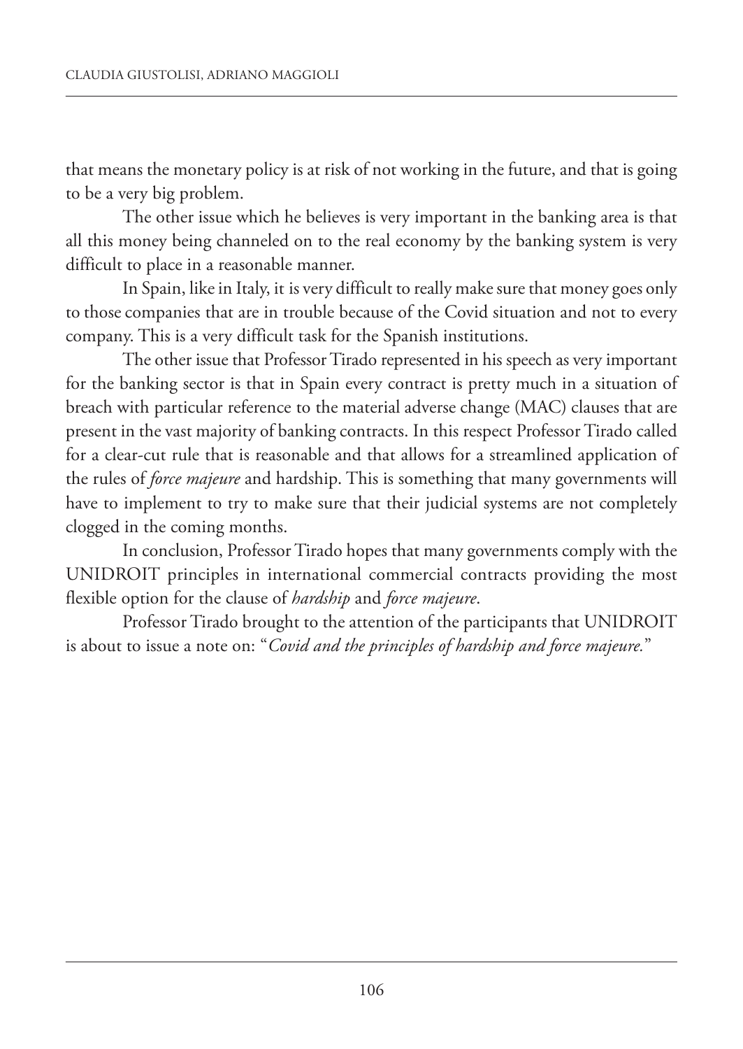that means the monetary policy is at risk of not working in the future, and that is going to be a very big problem.

The other issue which he believes is very important in the banking area is that all this money being channeled on to the real economy by the banking system is very difficult to place in a reasonable manner.

In Spain, like in Italy, it is very difficult to really make sure that money goes only to those companies that are in trouble because of the Covid situation and not to every company. This is a very difficult task for the Spanish institutions.

The other issue that Professor Tirado represented in his speech as very important for the banking sector is that in Spain every contract is pretty much in a situation of breach with particular reference to the material adverse change (MAC) clauses that are present in the vast majority of banking contracts. In this respect Professor Tirado called for a clear-cut rule that is reasonable and that allows for a streamlined application of the rules of *force majeure* and hardship. This is something that many governments will have to implement to try to make sure that their judicial systems are not completely clogged in the coming months.

In conclusion, Professor Tirado hopes that many governments comply with the UNIDROIT principles in international commercial contracts providing the most flexible option for the clause of *hardship* and *force majeure*.

Professor Tirado brought to the attention of the participants that UNIDROIT is about to issue a note on: "*Covid and the principles of hardship and force majeure.*"